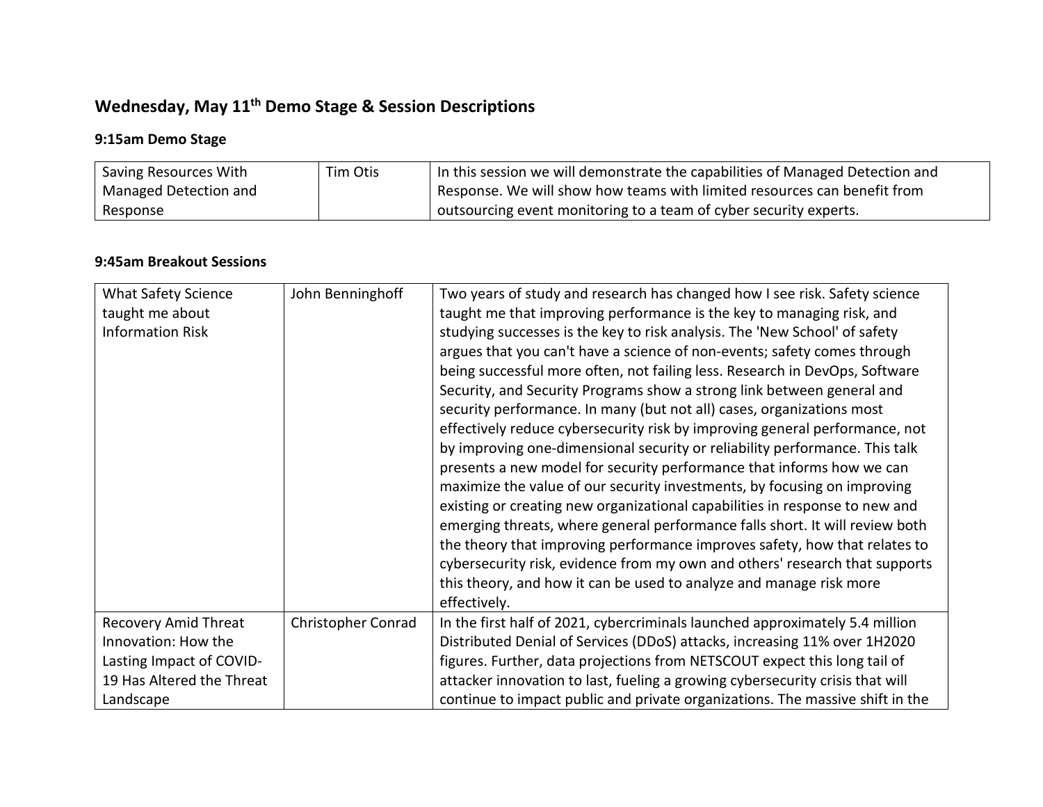## Wednesday, May 11th Demo Stage & Session Descriptions

### 9:15am Demo Stage

| Saving Resources With Managed Detection and Response | Tim Otis | In this session we will demonstrate the capabilities of Managed Detection and Response. We will show how teams with limited resources can benefit from outsourcing event monitoring to a team of cyber security experts. |
|---|---|---|

### 9:45am Breakout Sessions

| What Safety Science taught me about Information Risk | John Benninghoff | Two years of study and research has changed how I see risk. Safety science taught me that improving performance is the key to managing risk, and studying successes is the key to risk analysis. The 'New School' of safety argues that you can't have a science of non-events; safety comes through being successful more often, not failing less. Research in DevOps, Software Security, and Security Programs show a strong link between general and security performance. In many (but not all) cases, organizations most effectively reduce cybersecurity risk by improving general performance, not by improving one-dimensional security or reliability performance. This talk presents a new model for security performance that informs how we can maximize the value of our security investments, by focusing on improving existing or creating new organizational capabilities in response to new and emerging threats, where general performance falls short. It will review both the theory that improving performance improves safety, how that relates to cybersecurity risk, evidence from my own and others' research that supports this theory, and how it can be used to analyze and manage risk more effectively. |
|---|---|---|
| Recovery Amid Threat Innovation: How the Lasting Impact of COVID-19 Has Altered the Threat Landscape | Christopher Conrad | In the first half of 2021, cybercriminals launched approximately 5.4 million Distributed Denial of Services (DDoS) attacks, increasing 11% over 1H2020 figures. Further, data projections from NETSCOUT expect this long tail of attacker innovation to last, fueling a growing cybersecurity crisis that will continue to impact public and private organizations. The massive shift in the |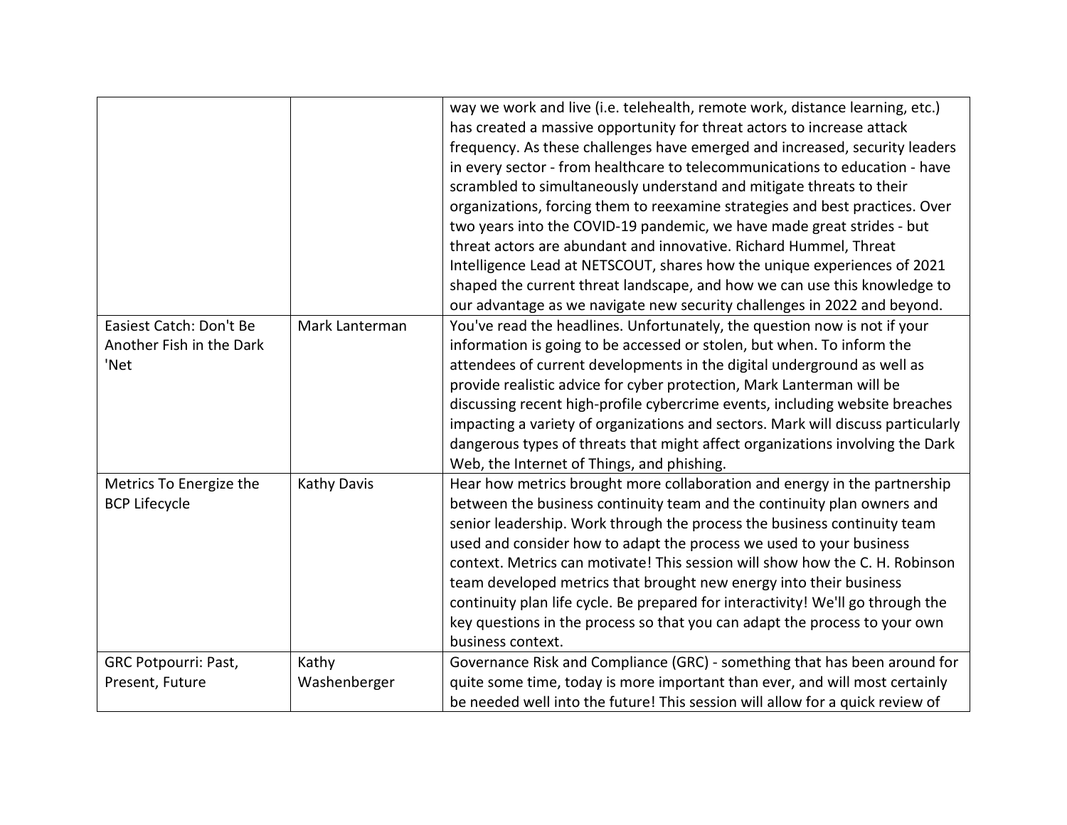| | | |
|---|---|---|
| | | way we work and live (i.e. telehealth, remote work, distance learning, etc.) has created a massive opportunity for threat actors to increase attack frequency. As these challenges have emerged and increased, security leaders in every sector - from healthcare to telecommunications to education - have scrambled to simultaneously understand and mitigate threats to their organizations, forcing them to reexamine strategies and best practices. Over two years into the COVID-19 pandemic, we have made great strides - but threat actors are abundant and innovative. Richard Hummel, Threat Intelligence Lead at NETSCOUT, shares how the unique experiences of 2021 shaped the current threat landscape, and how we can use this knowledge to our advantage as we navigate new security challenges in 2022 and beyond. |
| Easiest Catch: Don't Be Another Fish in the Dark 'Net | Mark Lanterman | You've read the headlines. Unfortunately, the question now is not if your information is going to be accessed or stolen, but when. To inform the attendees of current developments in the digital underground as well as provide realistic advice for cyber protection, Mark Lanterman will be discussing recent high-profile cybercrime events, including website breaches impacting a variety of organizations and sectors. Mark will discuss particularly dangerous types of threats that might affect organizations involving the Dark Web, the Internet of Things, and phishing. |
| Metrics To Energize the BCP Lifecycle | Kathy Davis | Hear how metrics brought more collaboration and energy in the partnership between the business continuity team and the continuity plan owners and senior leadership. Work through the process the business continuity team used and consider how to adapt the process we used to your business context. Metrics can motivate! This session will show how the C. H. Robinson team developed metrics that brought new energy into their business continuity plan life cycle. Be prepared for interactivity! We'll go through the key questions in the process so that you can adapt the process to your own business context. |
| GRC Potpourri: Past, Present, Future | Kathy Washenberger | Governance Risk and Compliance (GRC) - something that has been around for quite some time, today is more important than ever, and will most certainly be needed well into the future! This session will allow for a quick review of |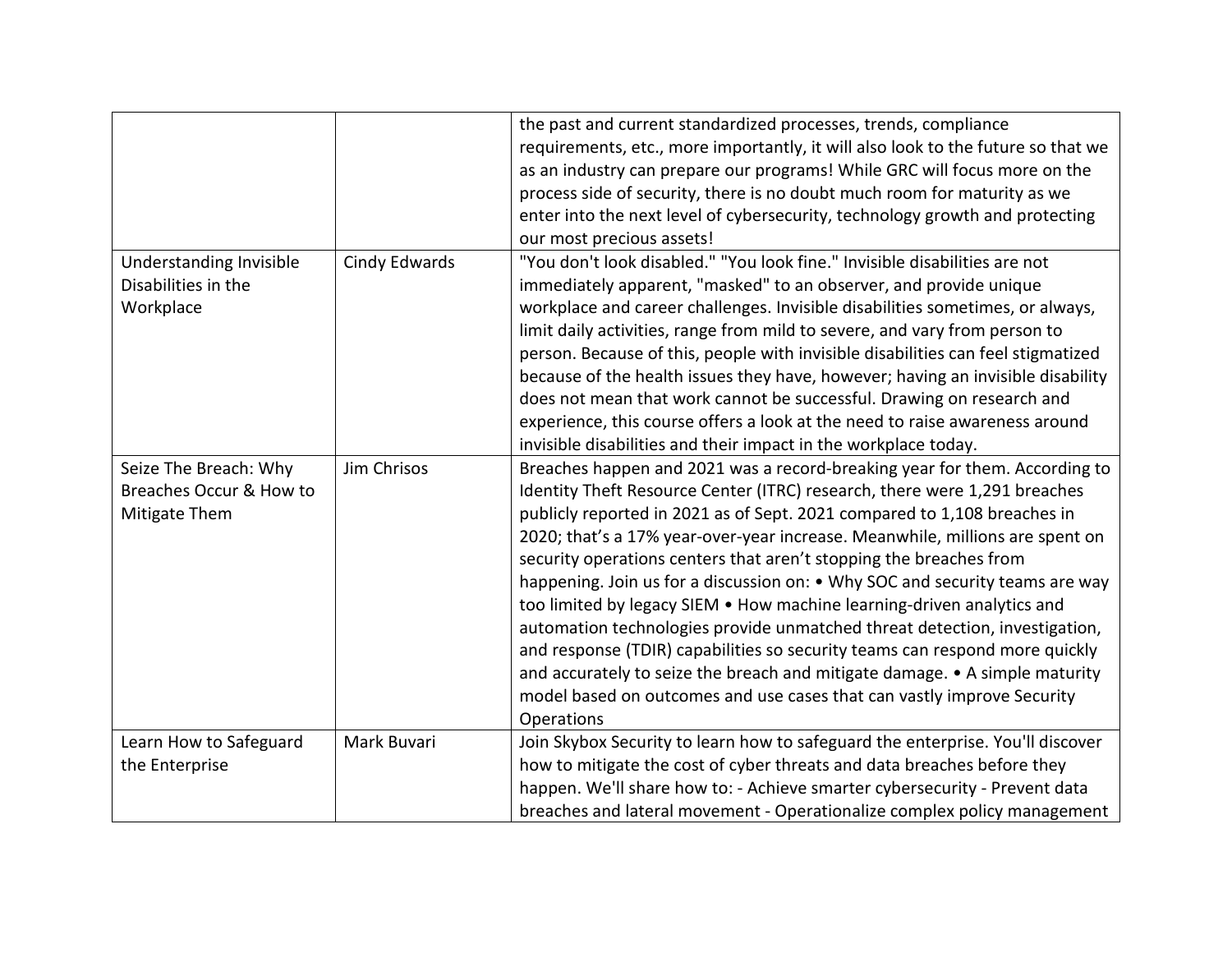| | | |
|---|---|---|
| | | the past and current standardized processes, trends, compliance requirements, etc., more importantly, it will also look to the future so that we as an industry can prepare our programs! While GRC will focus more on the process side of security, there is no doubt much room for maturity as we enter into the next level of cybersecurity, technology growth and protecting our most precious assets! |
| Understanding Invisible Disabilities in the Workplace | Cindy Edwards | "You don't look disabled." "You look fine." Invisible disabilities are not immediately apparent, "masked" to an observer, and provide unique workplace and career challenges. Invisible disabilities sometimes, or always, limit daily activities, range from mild to severe, and vary from person to person. Because of this, people with invisible disabilities can feel stigmatized because of the health issues they have, however; having an invisible disability does not mean that work cannot be successful. Drawing on research and experience, this course offers a look at the need to raise awareness around invisible disabilities and their impact in the workplace today. |
| Seize The Breach: Why Breaches Occur & How to Mitigate Them | Jim Chrisos | Breaches happen and 2021 was a record-breaking year for them. According to Identity Theft Resource Center (ITRC) research, there were 1,291 breaches publicly reported in 2021 as of Sept. 2021 compared to 1,108 breaches in 2020; that's a 17% year-over-year increase. Meanwhile, millions are spent on security operations centers that aren't stopping the breaches from happening. Join us for a discussion on: • Why SOC and security teams are way too limited by legacy SIEM • How machine learning-driven analytics and automation technologies provide unmatched threat detection, investigation, and response (TDIR) capabilities so security teams can respond more quickly and accurately to seize the breach and mitigate damage. • A simple maturity model based on outcomes and use cases that can vastly improve Security Operations |
| Learn How to Safeguard the Enterprise | Mark Buvari | Join Skybox Security to learn how to safeguard the enterprise. You'll discover how to mitigate the cost of cyber threats and data breaches before they happen. We'll share how to: - Achieve smarter cybersecurity - Prevent data breaches and lateral movement - Operationalize complex policy management |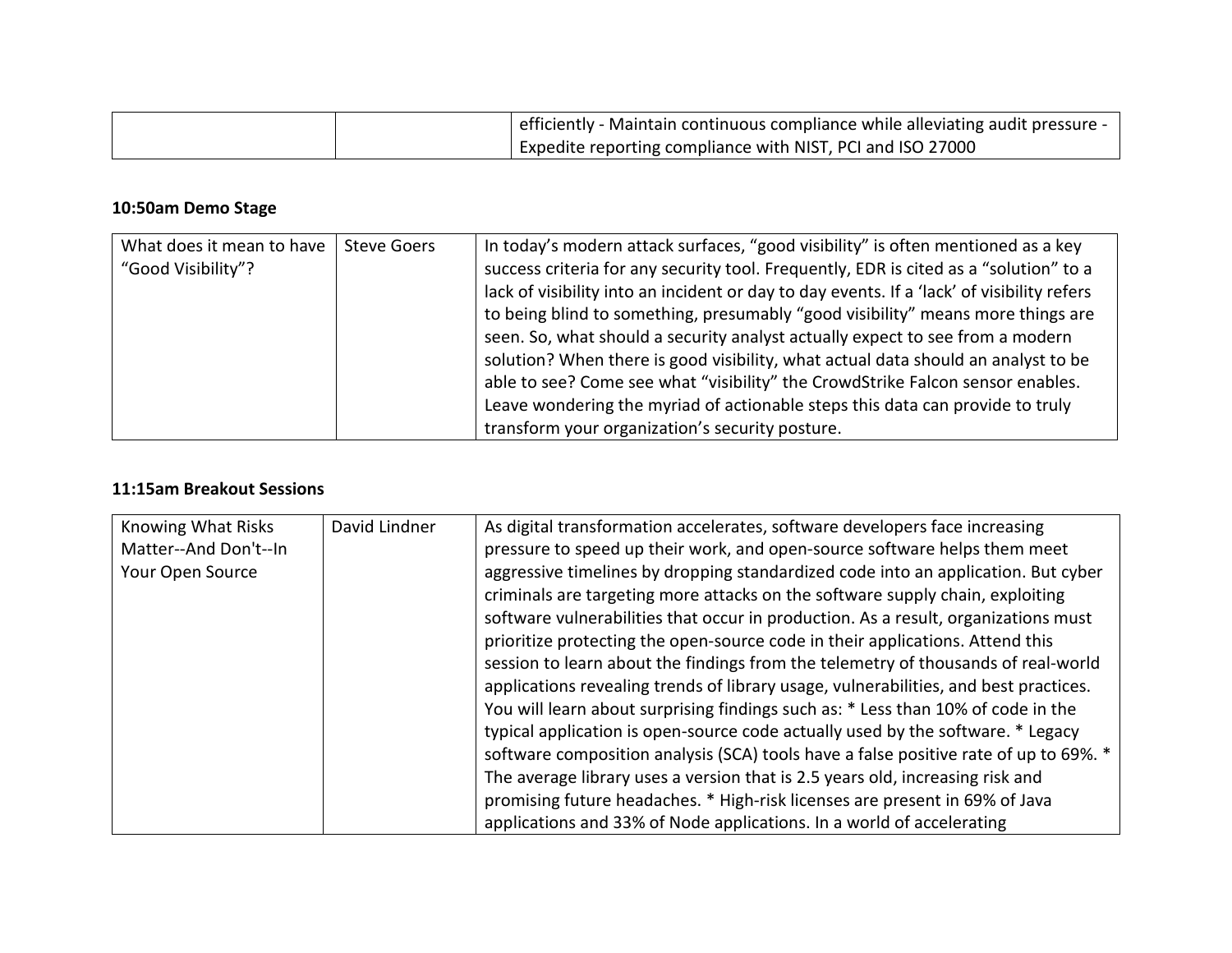| | | efficiently - Maintain continuous compliance while alleviating audit pressure - Expedite reporting compliance with NIST, PCI and ISO 27000 |
|---|---|---|

**10:50am Demo Stage**

| What does it mean to have "Good Visibility"? | Steve Goers | In today's modern attack surfaces, "good visibility" is often mentioned as a key success criteria for any security tool. Frequently, EDR is cited as a "solution" to a lack of visibility into an incident or day to day events. If a 'lack' of visibility refers to being blind to something, presumably "good visibility" means more things are seen. So, what should a security analyst actually expect to see from a modern solution? When there is good visibility, what actual data should an analyst to be able to see? Come see what "visibility" the CrowdStrike Falcon sensor enables. Leave wondering the myriad of actionable steps this data can provide to truly transform your organization's security posture. |
|---|---|---|

**11:15am Breakout Sessions**

| Knowing What Risks Matter--And Don't--In Your Open Source | David Lindner | As digital transformation accelerates, software developers face increasing pressure to speed up their work, and open-source software helps them meet aggressive timelines by dropping standardized code into an application. But cyber criminals are targeting more attacks on the software supply chain, exploiting software vulnerabilities that occur in production. As a result, organizations must prioritize protecting the open-source code in their applications. Attend this session to learn about the findings from the telemetry of thousands of real-world applications revealing trends of library usage, vulnerabilities, and best practices. You will learn about surprising findings such as: * Less than 10% of code in the typical application is open-source code actually used by the software. * Legacy software composition analysis (SCA) tools have a false positive rate of up to 69%. * The average library uses a version that is 2.5 years old, increasing risk and promising future headaches. * High-risk licenses are present in 69% of Java applications and 33% of Node applications. In a world of accelerating |
|---|---|---|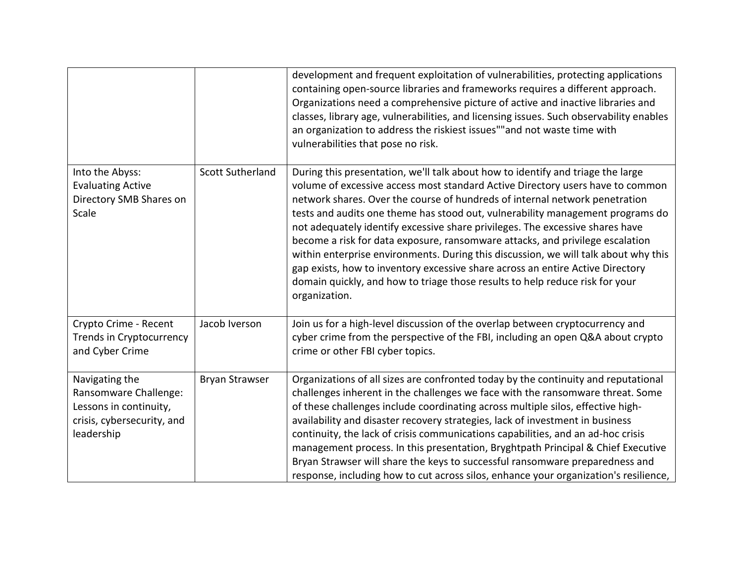| | | |
|---|---|---|
| | | development and frequent exploitation of vulnerabilities, protecting applications containing open-source libraries and frameworks requires a different approach. Organizations need a comprehensive picture of active and inactive libraries and classes, library age, vulnerabilities, and licensing issues. Such observability enables an organization to address the riskiest issues""and not waste time with vulnerabilities that pose no risk. |
| Into the Abyss: Evaluating Active Directory SMB Shares on Scale | Scott Sutherland | During this presentation, we'll talk about how to identify and triage the large volume of excessive access most standard Active Directory users have to common network shares. Over the course of hundreds of internal network penetration tests and audits one theme has stood out, vulnerability management programs do not adequately identify excessive share privileges. The excessive shares have become a risk for data exposure, ransomware attacks, and privilege escalation within enterprise environments. During this discussion, we will talk about why this gap exists, how to inventory excessive share across an entire Active Directory domain quickly, and how to triage those results to help reduce risk for your organization. |
| Crypto Crime - Recent Trends in Cryptocurrency and Cyber Crime | Jacob Iverson | Join us for a high-level discussion of the overlap between cryptocurrency and cyber crime from the perspective of the FBI, including an open Q&A about crypto crime or other FBI cyber topics. |
| Navigating the Ransomware Challenge: Lessons in continuity, crisis, cybersecurity, and leadership | Bryan Strawser | Organizations of all sizes are confronted today by the continuity and reputational challenges inherent in the challenges we face with the ransomware threat. Some of these challenges include coordinating across multiple silos, effective high-availability and disaster recovery strategies, lack of investment in business continuity, the lack of crisis communications capabilities, and an ad-hoc crisis management process. In this presentation, Bryghtpath Principal & Chief Executive Bryan Strawser will share the keys to successful ransomware preparedness and response, including how to cut across silos, enhance your organization's resilience, |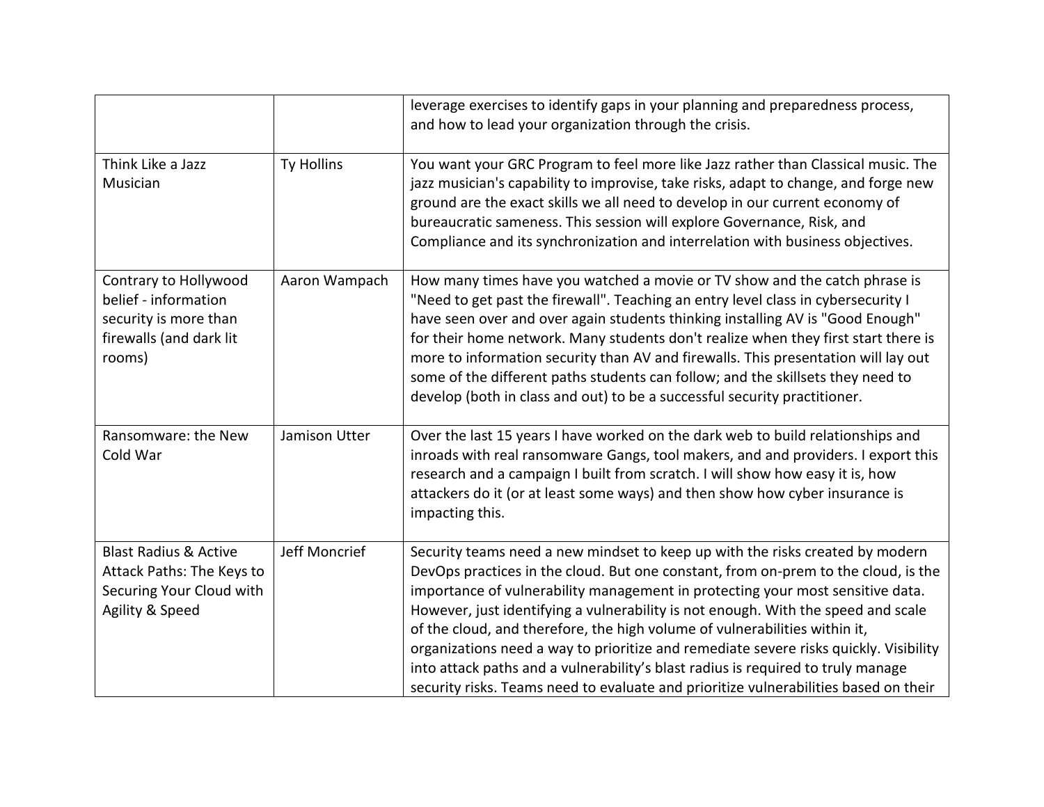| | | |
|---|---|---|
| | | leverage exercises to identify gaps in your planning and preparedness process, and how to lead your organization through the crisis. |
| Think Like a Jazz Musician | Ty Hollins | You want your GRC Program to feel more like Jazz rather than Classical music. The jazz musician's capability to improvise, take risks, adapt to change, and forge new ground are the exact skills we all need to develop in our current economy of bureaucratic sameness. This session will explore Governance, Risk, and Compliance and its synchronization and interrelation with business objectives. |
| Contrary to Hollywood belief - information security is more than firewalls (and dark lit rooms) | Aaron Wampach | How many times have you watched a movie or TV show and the catch phrase is "Need to get past the firewall". Teaching an entry level class in cybersecurity I have seen over and over again students thinking installing AV is "Good Enough" for their home network. Many students don't realize when they first start there is more to information security than AV and firewalls. This presentation will lay out some of the different paths students can follow; and the skillsets they need to develop (both in class and out) to be a successful security practitioner. |
| Ransomware: the New Cold War | Jamison Utter | Over the last 15 years I have worked on the dark web to build relationships and inroads with real ransomware Gangs, tool makers, and and providers. I export this research and a campaign I built from scratch. I will show how easy it is, how attackers do it (or at least some ways) and then show how cyber insurance is impacting this. |
| Blast Radius & Active Attack Paths: The Keys to Securing Your Cloud with Agility & Speed | Jeff Moncrief | Security teams need a new mindset to keep up with the risks created by modern DevOps practices in the cloud. But one constant, from on-prem to the cloud, is the importance of vulnerability management in protecting your most sensitive data. However, just identifying a vulnerability is not enough. With the speed and scale of the cloud, and therefore, the high volume of vulnerabilities within it, organizations need a way to prioritize and remediate severe risks quickly. Visibility into attack paths and a vulnerability's blast radius is required to truly manage security risks. Teams need to evaluate and prioritize vulnerabilities based on their |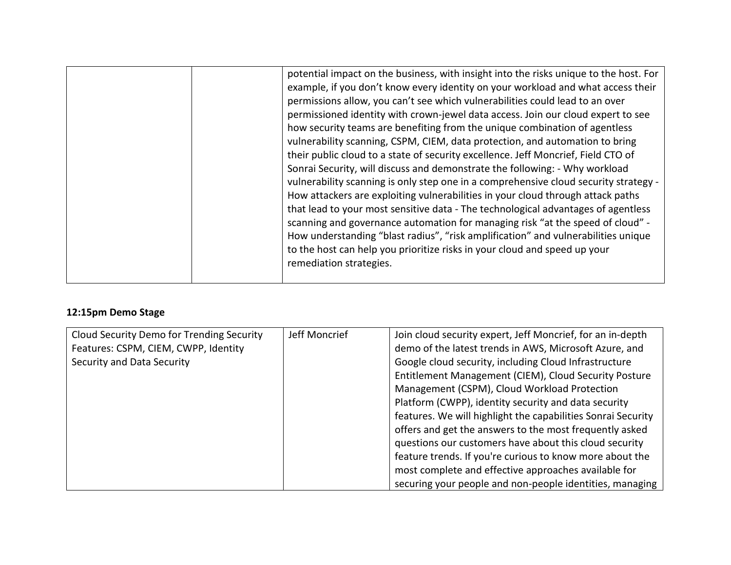| | | |
|---|---|---|
| | | potential impact on the business, with insight into the risks unique to the host. For example, if you don't know every identity on your workload and what access their permissions allow, you can't see which vulnerabilities could lead to an over permissioned identity with crown-jewel data access. Join our cloud expert to see how security teams are benefiting from the unique combination of agentless vulnerability scanning, CSPM, CIEM, data protection, and automation to bring their public cloud to a state of security excellence. Jeff Moncrief, Field CTO of Sonrai Security, will discuss and demonstrate the following: - Why workload vulnerability scanning is only step one in a comprehensive cloud security strategy - How attackers are exploiting vulnerabilities in your cloud through attack paths that lead to your most sensitive data - The technological advantages of agentless scanning and governance automation for managing risk "at the speed of cloud" - How understanding "blast radius", "risk amplification" and vulnerabilities unique to the host can help you prioritize risks in your cloud and speed up your remediation strategies. |

**12:15pm Demo Stage**

| | | |
|---|---|---|
| Cloud Security Demo for Trending Security Features: CSPM, CIEM, CWPP, Identity Security and Data Security | Jeff Moncrief | Join cloud security expert, Jeff Moncrief, for an in-depth demo of the latest trends in AWS, Microsoft Azure, and Google cloud security, including Cloud Infrastructure Entitlement Management (CIEM), Cloud Security Posture Management (CSPM), Cloud Workload Protection Platform (CWPP), identity security and data security features. We will highlight the capabilities Sonrai Security offers and get the answers to the most frequently asked questions our customers have about this cloud security feature trends. If you're curious to know more about the most complete and effective approaches available for securing your people and non-people identities, managing |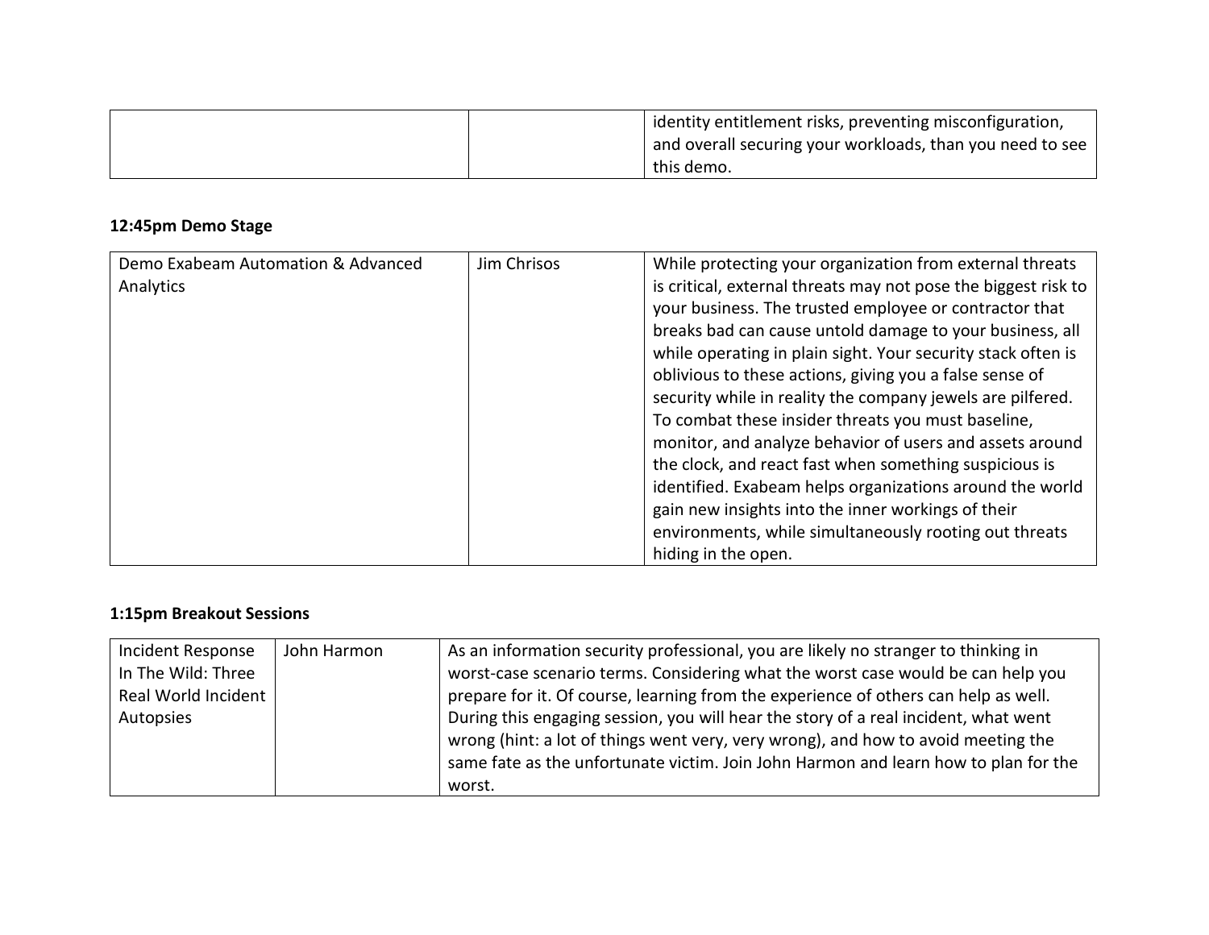| | | identity entitlement risks, preventing misconfiguration, and overall securing your workloads, than you need to see this demo. |
|---|---|---|

**12:45pm Demo Stage**

| Demo Exabeam Automation & Advanced Analytics | Jim Chrisos | While protecting your organization from external threats is critical, external threats may not pose the biggest risk to your business. The trusted employee or contractor that breaks bad can cause untold damage to your business, all while operating in plain sight. Your security stack often is oblivious to these actions, giving you a false sense of security while in reality the company jewels are pilfered. To combat these insider threats you must baseline, monitor, and analyze behavior of users and assets around the clock, and react fast when something suspicious is identified. Exabeam helps organizations around the world gain new insights into the inner workings of their environments, while simultaneously rooting out threats hiding in the open. |
|---|---|---|

**1:15pm Breakout Sessions**

| Incident Response In The Wild: Three Real World Incident Autopsies | John Harmon | As an information security professional, you are likely no stranger to thinking in worst-case scenario terms. Considering what the worst case would be can help you prepare for it. Of course, learning from the experience of others can help as well. During this engaging session, you will hear the story of a real incident, what went wrong (hint: a lot of things went very, very wrong), and how to avoid meeting the same fate as the unfortunate victim. Join John Harmon and learn how to plan for the worst. |
|---|---|---|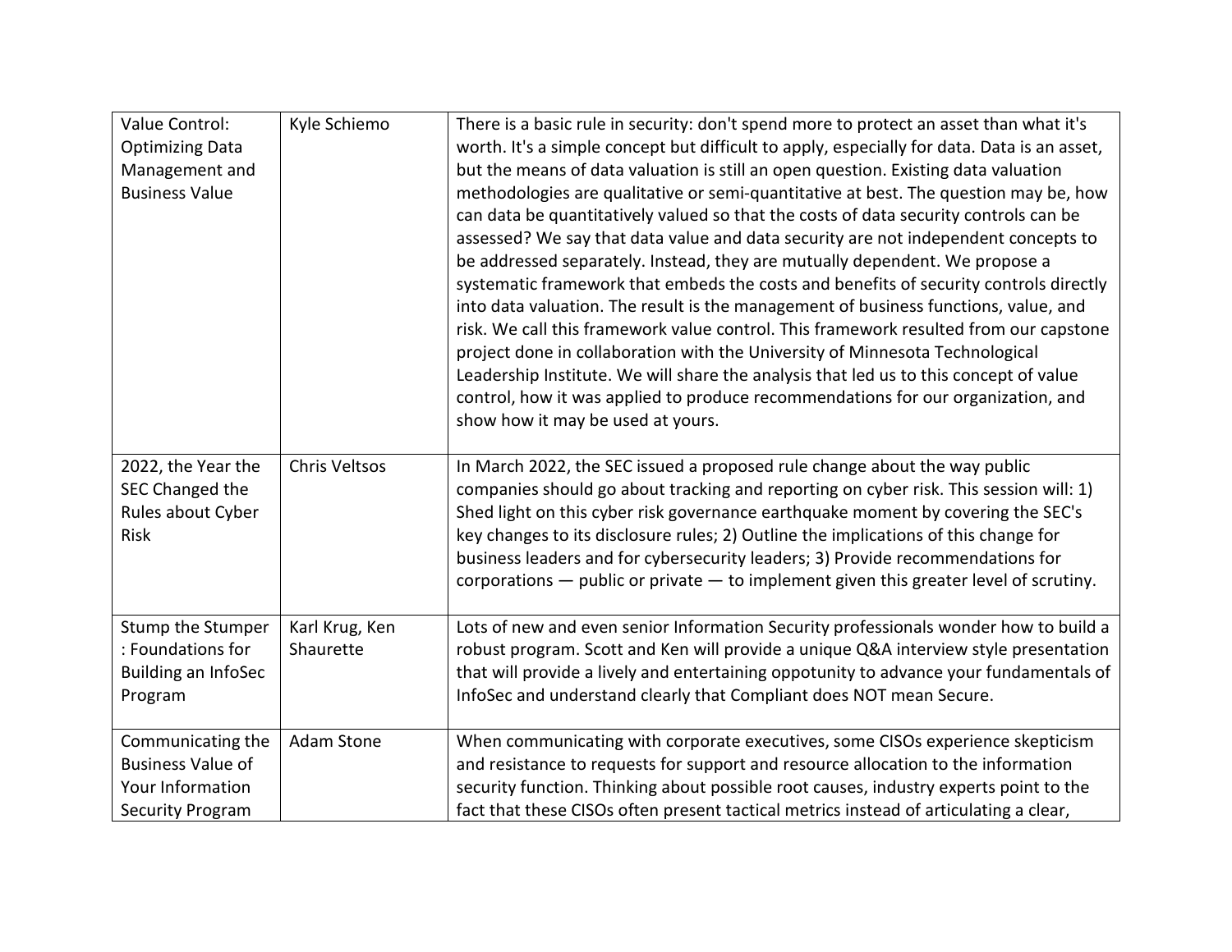| | | |
|---|---|---|
| Value Control: Optimizing Data Management and Business Value | Kyle Schiemo | There is a basic rule in security: don't spend more to protect an asset than what it's worth. It's a simple concept but difficult to apply, especially for data. Data is an asset, but the means of data valuation is still an open question. Existing data valuation methodologies are qualitative or semi-quantitative at best. The question may be, how can data be quantitatively valued so that the costs of data security controls can be assessed? We say that data value and data security are not independent concepts to be addressed separately. Instead, they are mutually dependent. We propose a systematic framework that embeds the costs and benefits of security controls directly into data valuation. The result is the management of business functions, value, and risk. We call this framework value control. This framework resulted from our capstone project done in collaboration with the University of Minnesota Technological Leadership Institute. We will share the analysis that led us to this concept of value control, how it was applied to produce recommendations for our organization, and show how it may be used at yours. |
| 2022, the Year the SEC Changed the Rules about Cyber Risk | Chris Veltsos | In March 2022, the SEC issued a proposed rule change about the way public companies should go about tracking and reporting on cyber risk. This session will: 1) Shed light on this cyber risk governance earthquake moment by covering the SEC's key changes to its disclosure rules; 2) Outline the implications of this change for business leaders and for cybersecurity leaders; 3) Provide recommendations for corporations — public or private — to implement given this greater level of scrutiny. |
| Stump the Stumper : Foundations for Building an InfoSec Program | Karl Krug, Ken Shaurette | Lots of new and even senior Information Security professionals wonder how to build a robust program. Scott and Ken will provide a unique Q&A interview style presentation that will provide a lively and entertaining oppotunity to advance your fundamentals of InfoSec and understand clearly that Compliant does NOT mean Secure. |
| Communicating the Business Value of Your Information Security Program | Adam Stone | When communicating with corporate executives, some CISOs experience skepticism and resistance to requests for support and resource allocation to the information security function. Thinking about possible root causes, industry experts point to the fact that these CISOs often present tactical metrics instead of articulating a clear, |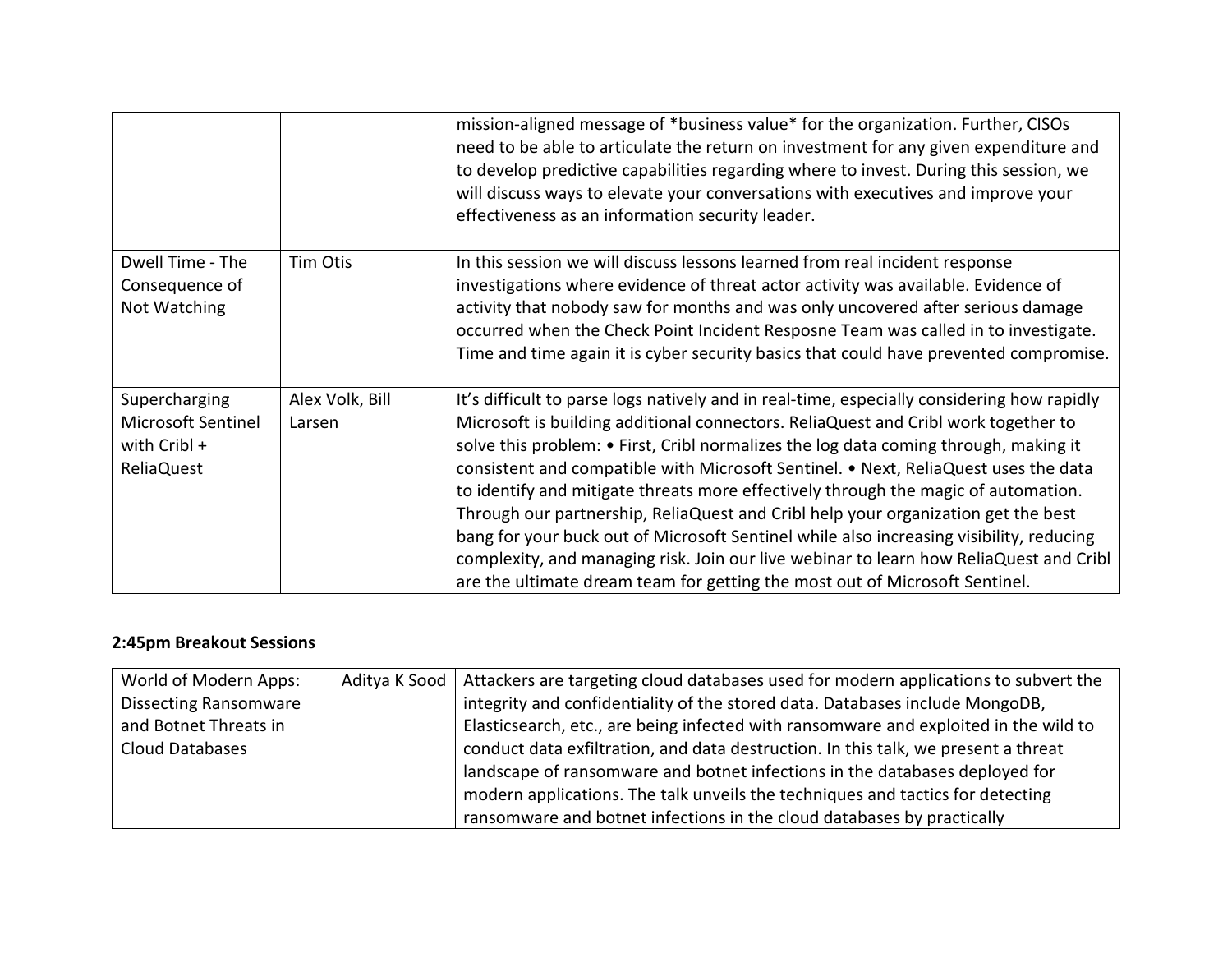| | | |
|---|---|---|
| | | mission-aligned message of *business value* for the organization. Further, CISOs need to be able to articulate the return on investment for any given expenditure and to develop predictive capabilities regarding where to invest. During this session, we will discuss ways to elevate your conversations with executives and improve your effectiveness as an information security leader. |
| Dwell Time - The Consequence of Not Watching | Tim Otis | In this session we will discuss lessons learned from real incident response investigations where evidence of threat actor activity was available. Evidence of activity that nobody saw for months and was only uncovered after serious damage occurred when the Check Point Incident Resposne Team was called in to investigate. Time and time again it is cyber security basics that could have prevented compromise. |
| Supercharging Microsoft Sentinel with Cribl + ReliaQuest | Alex Volk, Bill Larsen | It's difficult to parse logs natively and in real-time, especially considering how rapidly Microsoft is building additional connectors. ReliaQuest and Cribl work together to solve this problem: • First, Cribl normalizes the log data coming through, making it consistent and compatible with Microsoft Sentinel. • Next, ReliaQuest uses the data to identify and mitigate threats more effectively through the magic of automation. Through our partnership, ReliaQuest and Cribl help your organization get the best bang for your buck out of Microsoft Sentinel while also increasing visibility, reducing complexity, and managing risk. Join our live webinar to learn how ReliaQuest and Cribl are the ultimate dream team for getting the most out of Microsoft Sentinel. |

**2:45pm Breakout Sessions**

| | | |
|---|---|---|
| World of Modern Apps: Dissecting Ransomware and Botnet Threats in Cloud Databases | Aditya K Sood | Attackers are targeting cloud databases used for modern applications to subvert the integrity and confidentiality of the stored data. Databases include MongoDB, Elasticsearch, etc., are being infected with ransomware and exploited in the wild to conduct data exfiltration, and data destruction. In this talk, we present a threat landscape of ransomware and botnet infections in the databases deployed for modern applications. The talk unveils the techniques and tactics for detecting ransomware and botnet infections in the cloud databases by practically |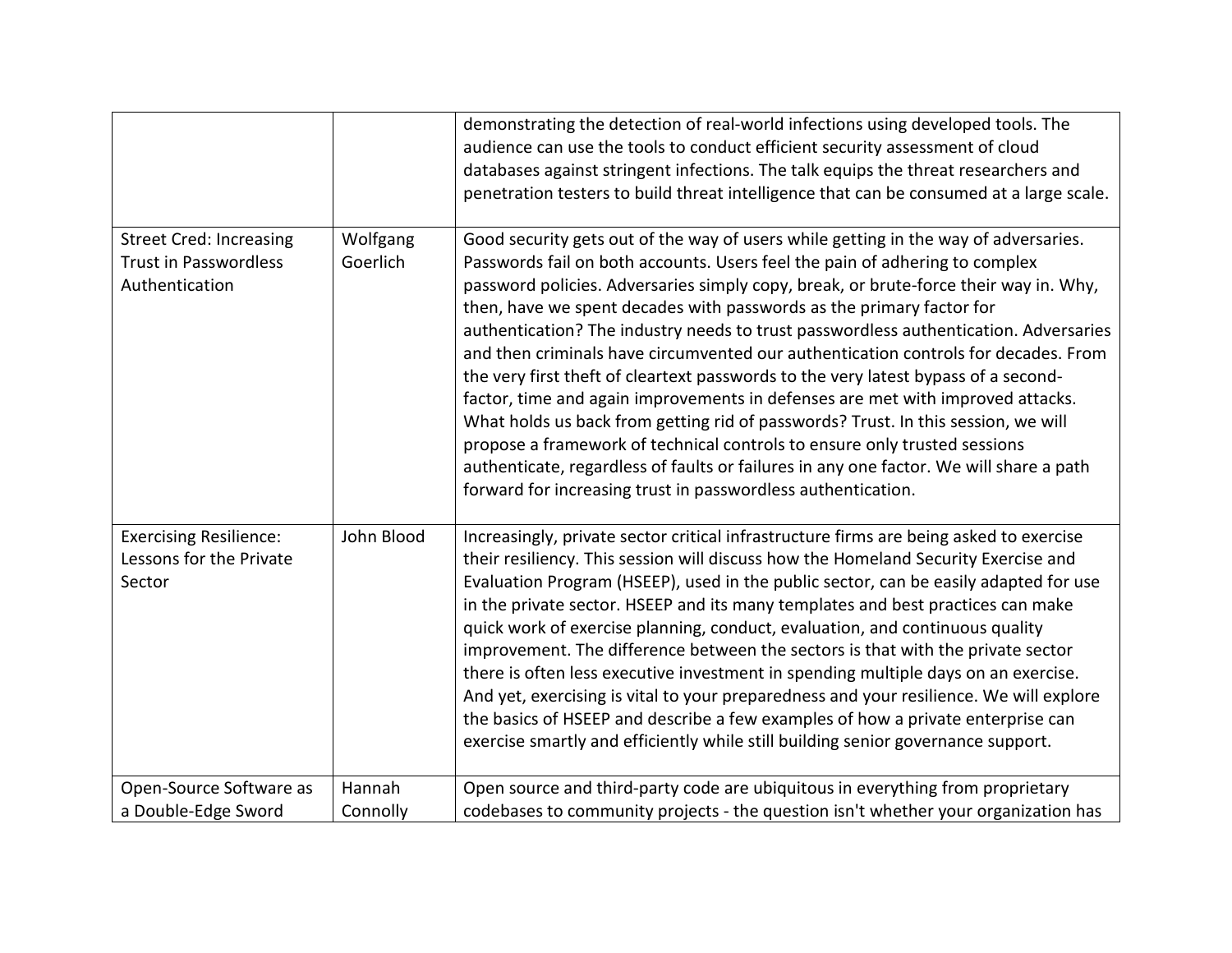| | | |
|---|---|---|
| | | demonstrating the detection of real-world infections using developed tools. The audience can use the tools to conduct efficient security assessment of cloud databases against stringent infections. The talk equips the threat researchers and penetration testers to build threat intelligence that can be consumed at a large scale. |
| Street Cred: Increasing Trust in Passwordless Authentication | Wolfgang Goerlich | Good security gets out of the way of users while getting in the way of adversaries. Passwords fail on both accounts. Users feel the pain of adhering to complex password policies. Adversaries simply copy, break, or brute-force their way in. Why, then, have we spent decades with passwords as the primary factor for authentication? The industry needs to trust passwordless authentication. Adversaries and then criminals have circumvented our authentication controls for decades. From the very first theft of cleartext passwords to the very latest bypass of a second-factor, time and again improvements in defenses are met with improved attacks. What holds us back from getting rid of passwords? Trust. In this session, we will propose a framework of technical controls to ensure only trusted sessions authenticate, regardless of faults or failures in any one factor. We will share a path forward for increasing trust in passwordless authentication. |
| Exercising Resilience: Lessons for the Private Sector | John Blood | Increasingly, private sector critical infrastructure firms are being asked to exercise their resiliency. This session will discuss how the Homeland Security Exercise and Evaluation Program (HSEEP), used in the public sector, can be easily adapted for use in the private sector. HSEEP and its many templates and best practices can make quick work of exercise planning, conduct, evaluation, and continuous quality improvement. The difference between the sectors is that with the private sector there is often less executive investment in spending multiple days on an exercise. And yet, exercising is vital to your preparedness and your resilience. We will explore the basics of HSEEP and describe a few examples of how a private enterprise can exercise smartly and efficiently while still building senior governance support. |
| Open-Source Software as a Double-Edge Sword | Hannah Connolly | Open source and third-party code are ubiquitous in everything from proprietary codebases to community projects - the question isn't whether your organization has |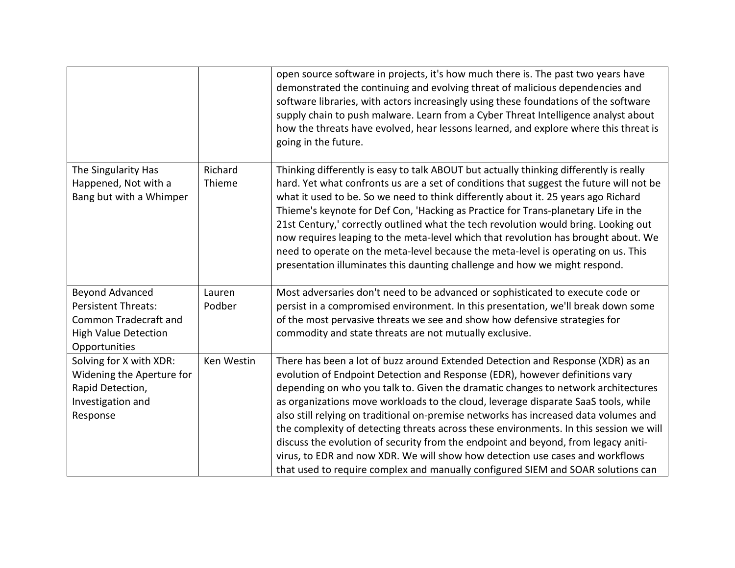| | | |
|---|---|---|
| | | open source software in projects, it's how much there is. The past two years have demonstrated the continuing and evolving threat of malicious dependencies and software libraries, with actors increasingly using these foundations of the software supply chain to push malware. Learn from a Cyber Threat Intelligence analyst about how the threats have evolved, hear lessons learned, and explore where this threat is going in the future. |
| The Singularity Has Happened, Not with a Bang but with a Whimper | Richard Thieme | Thinking differently is easy to talk ABOUT but actually thinking differently is really hard. Yet what confronts us are a set of conditions that suggest the future will not be what it used to be. So we need to think differently about it. 25 years ago Richard Thieme's keynote for Def Con, 'Hacking as Practice for Trans-planetary Life in the 21st Century,' correctly outlined what the tech revolution would bring. Looking out now requires leaping to the meta-level which that revolution has brought about. We need to operate on the meta-level because the meta-level is operating on us. This presentation illuminates this daunting challenge and how we might respond. |
| Beyond Advanced Persistent Threats: Common Tradecraft and High Value Detection Opportunities | Lauren Podber | Most adversaries don't need to be advanced or sophisticated to execute code or persist in a compromised environment. In this presentation, we'll break down some of the most pervasive threats we see and show how defensive strategies for commodity and state threats are not mutually exclusive. |
| Solving for X with XDR: Widening the Aperture for Rapid Detection, Investigation and Response | Ken Westin | There has been a lot of buzz around Extended Detection and Response (XDR) as an evolution of Endpoint Detection and Response (EDR), however definitions vary depending on who you talk to. Given the dramatic changes to network architectures as organizations move workloads to the cloud, leverage disparate SaaS tools, while also still relying on traditional on-premise networks has increased data volumes and the complexity of detecting threats across these environments. In this session we will discuss the evolution of security from the endpoint and beyond, from legacy aniti-virus, to EDR and now XDR. We will show how detection use cases and workflows that used to require complex and manually configured SIEM and SOAR solutions can |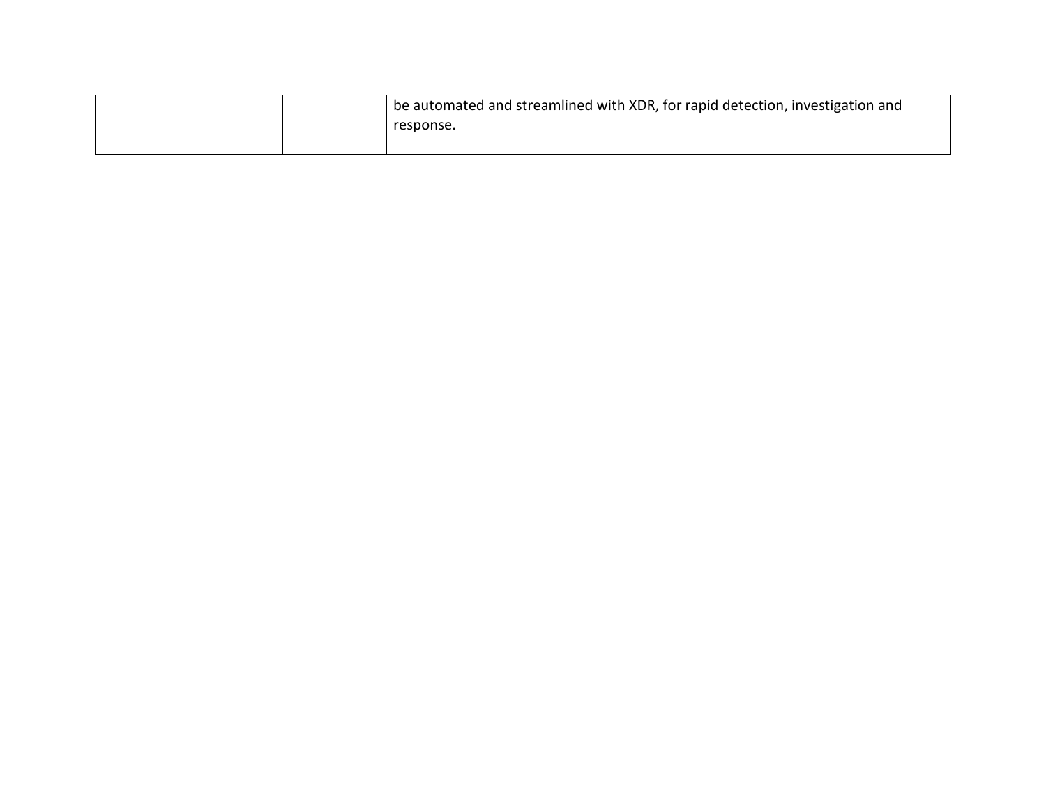| | | |
|---|---|---|
| | | be automated and streamlined with XDR, for rapid detection, investigation and response. |